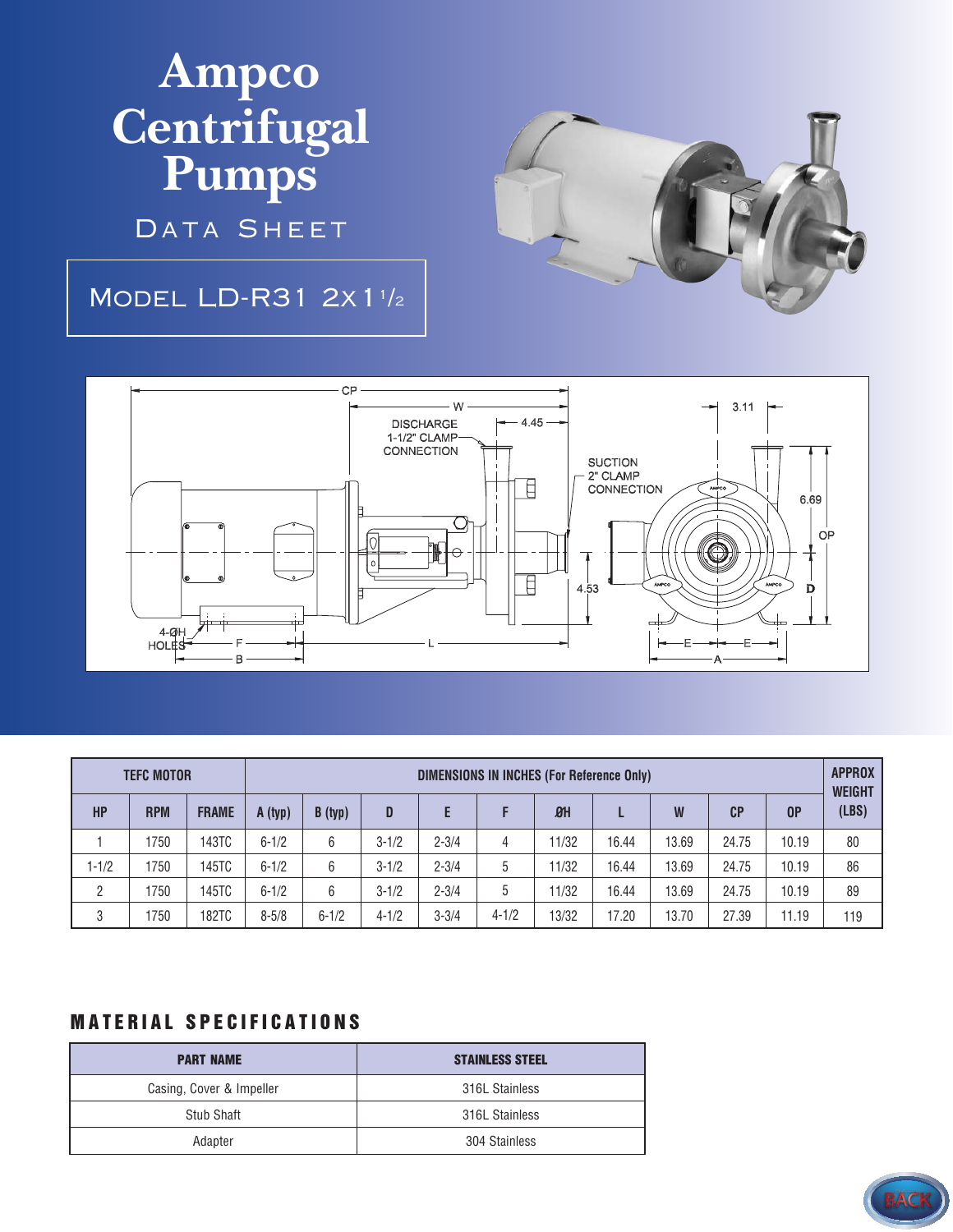# Ampco Centrifugal Pumps

## Data Sheet

### Model LD-R31 2x1½

| TEFC MOTOR | | | DIMENSIONS IN INCHES (For Reference Only) | | | | | | | | | APPROX WEIGHT (LBS) |
|---|---|---|---|---|---|---|---|---|---|---|---|---|
| HP | RPM | FRAME | A (typ) | B (typ) | D | E | F | ØH | L | W | CP | OP | |
| 1 | 1750 | 143TC | 6-1/2 | 6 | 3-1/2 | 2-3/4 | 4 | 11/32 | 16.44 | 13.69 | 24.75 | 10.19 | 80 |
| 1-1/2 | 1750 | 145TC | 6-1/2 | 6 | 3-1/2 | 2-3/4 | 5 | 11/32 | 16.44 | 13.69 | 24.75 | 10.19 | 86 |
| 2 | 1750 | 145TC | 6-1/2 | 6 | 3-1/2 | 2-3/4 | 5 | 11/32 | 16.44 | 13.69 | 24.75 | 10.19 | 89 |
| 3 | 1750 | 182TC | 8-5/8 | 6-1/2 | 4-1/2 | 3-3/4 | 4-1/2 | 13/32 | 17.20 | 13.70 | 27.39 | 11.19 | 119 |

## MATERIAL SPECIFICATIONS

| PART NAME | STAINLESS STEEL |
|---|---|
| Casing, Cover & Impeller | 316L Stainless |
| Stub Shaft | 316L Stainless |
| Adapter | 304 Stainless |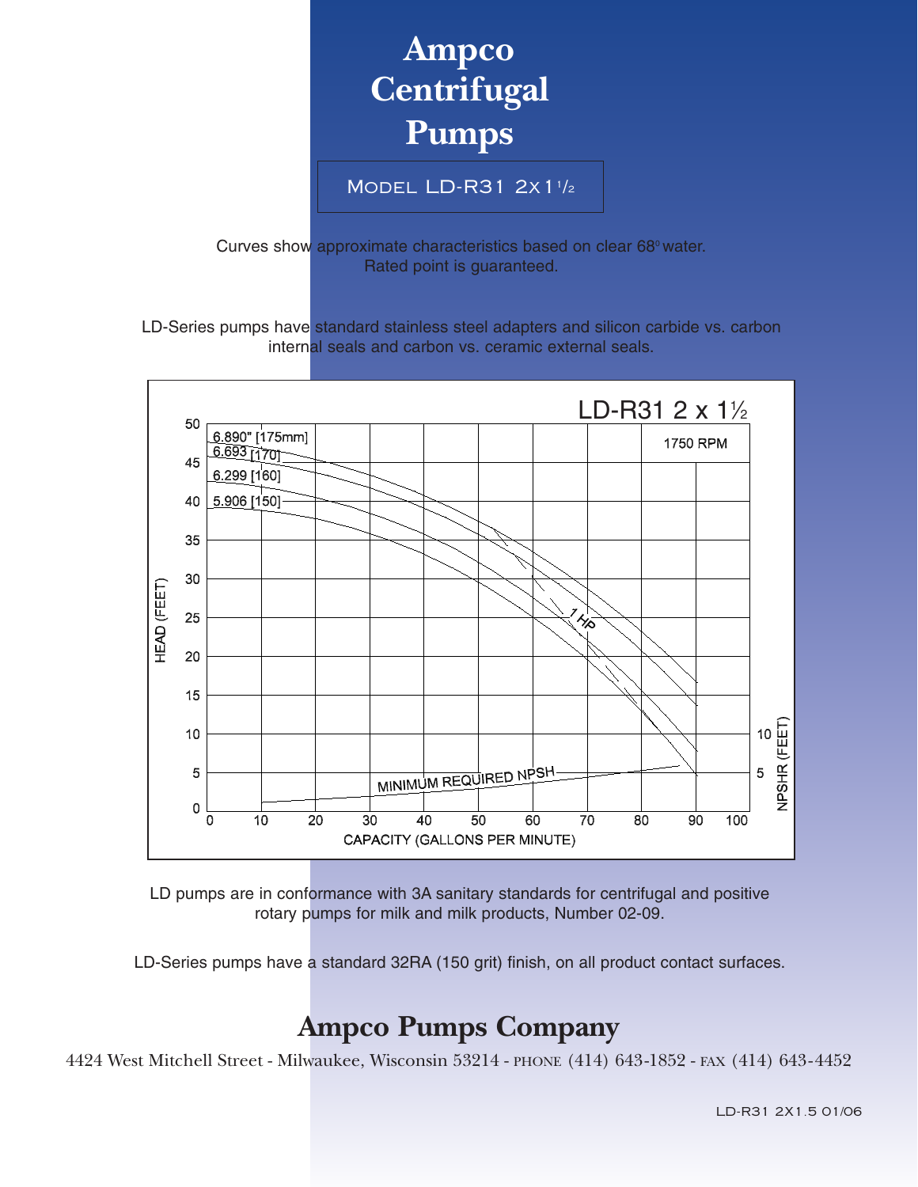# Ampco Centrifugal Pumps

MODEL LD-R31 2X1½

Curves show approximate characteristics based on clear 68° water.
Rated point is guaranteed.

LD-Series pumps have standard stainless steel adapters and silicon carbide vs. carbon internal seals and carbon vs. ceramic external seals.

LD-R31 2 x 1½

1750 RPM

6.890" [175mm]
6.693 [170]
6.299 [160]
5.906 [150]

1 HP

MINIMUM REQUIRED NPSH

HEAD (FEET)

50
45
40
35
30
25
20
15
10
5
0

NPSHR (FEET)

10
5

0 10 20 30 40 50 60 70 80 90 100

CAPACITY (GALLONS PER MINUTE)

LD pumps are in conformance with 3A sanitary standards for centrifugal and positive rotary pumps for milk and milk products, Number 02-09.

LD-Series pumps have a standard 32RA (150 grit) finish, on all product contact surfaces.

## Ampco Pumps Company

4424 West Mitchell Street - Milwaukee, Wisconsin 53214 - PHONE (414) 643-1852 - FAX (414) 643-4452

LD-R31 2X1.5 01/06